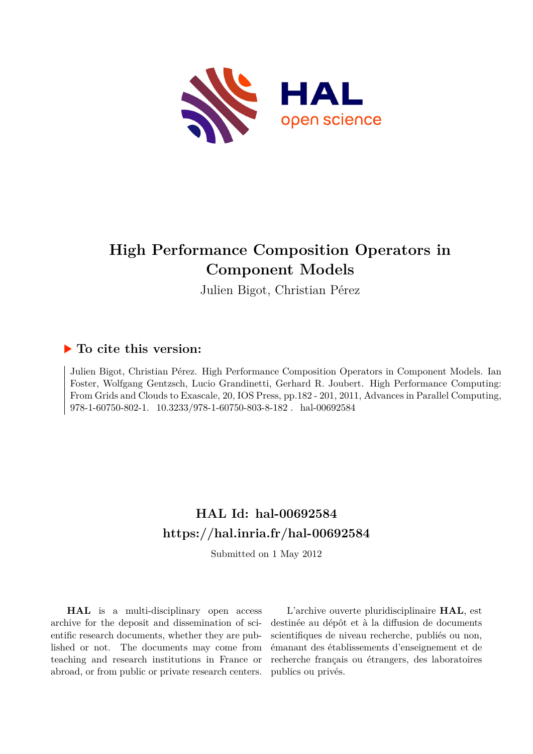# High Performance Composition Operators in Component Models

Julien Bigot, Christian Pérez

## ▶ To cite this version:

Julien Bigot, Christian Pérez. High Performance Composition Operators in Component Models. Ian Foster, Wolfgang Gentzsch, Lucio Grandinetti, Gerhard R. Joubert. High Performance Computing: From Grids and Clouds to Exascale, 20, IOS Press, pp.182 - 201, 2011, Advances in Parallel Computing, 978-1-60750-802-1. 10.3233/978-1-60750-803-8-182 . hal-00692584

## HAL Id: hal-00692584
## https://hal.inria.fr/hal-00692584

Submitted on 1 May 2012

**HAL** is a multi-disciplinary open access archive for the deposit and dissemination of scientific research documents, whether they are published or not. The documents may come from teaching and research institutions in France or abroad, or from public or private research centers.

L'archive ouverte pluridisciplinaire **HAL**, est destinée au dépôt et à la diffusion de documents scientifiques de niveau recherche, publiés ou non, émanant des établissements d'enseignement et de recherche français ou étrangers, des laboratoires publics ou privés.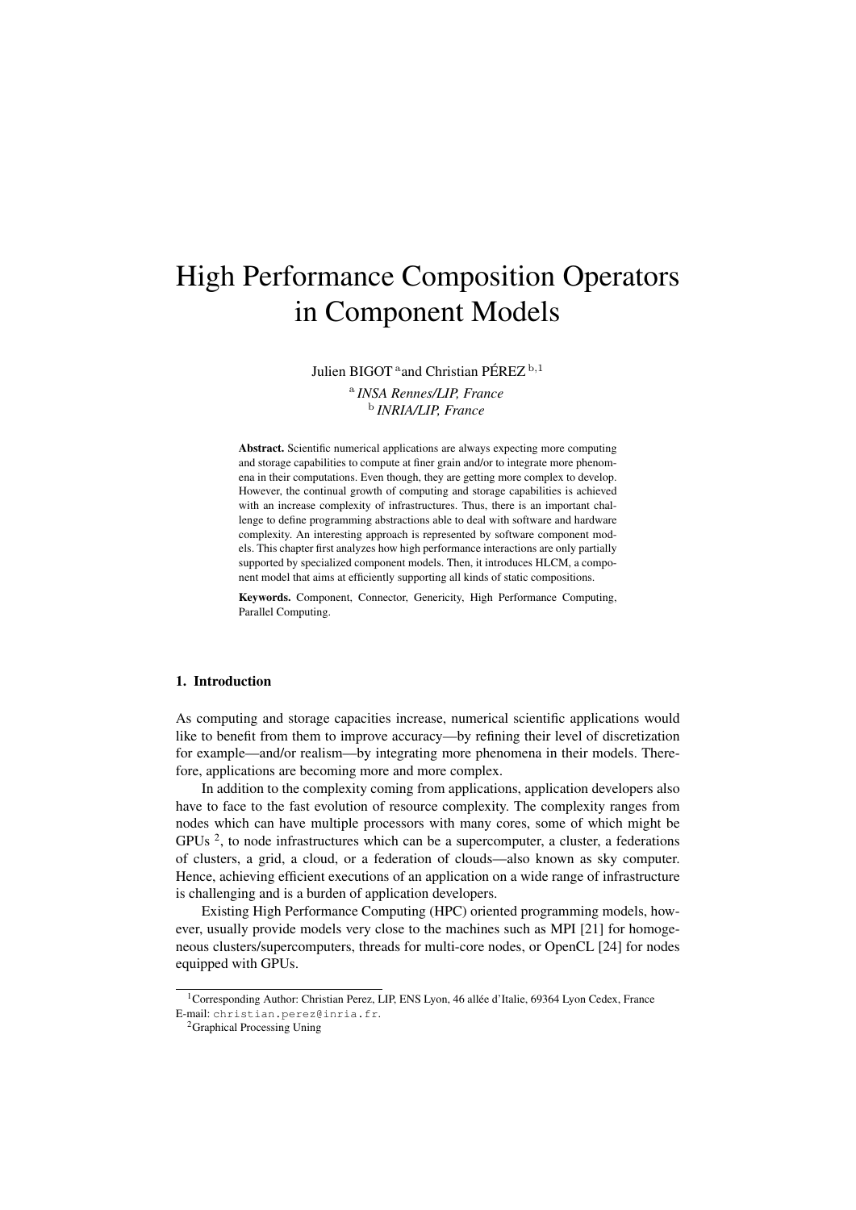# High Performance Composition Operators in Component Models

Julien BIGOT [a] and Christian PÉREZ [b,1]

[a] *INSA Rennes/LIP, France*
[b] *INRIA/LIP, France*

**Abstract.** Scientific numerical applications are always expecting more computing and storage capabilities to compute at finer grain and/or to integrate more phenomena in their computations. Even though, they are getting more complex to develop. However, the continual growth of computing and storage capabilities is achieved with an increase complexity of infrastructures. Thus, there is an important challenge to define programming abstractions able to deal with software and hardware complexity. An interesting approach is represented by software component models. This chapter first analyzes how high performance interactions are only partially supported by specialized component models. Then, it introduces HLCM, a component model that aims at efficiently supporting all kinds of static compositions.

**Keywords.** Component, Connector, Genericity, High Performance Computing, Parallel Computing.

## 1. Introduction

As computing and storage capacities increase, numerical scientific applications would like to benefit from them to improve accuracy—by refining their level of discretization for example—and/or realism—by integrating more phenomena in their models. Therefore, applications are becoming more and more complex.

In addition to the complexity coming from applications, application developers also have to face to the fast evolution of resource complexity. The complexity ranges from nodes which can have multiple processors with many cores, some of which might be GPUs [2], to node infrastructures which can be a supercomputer, a cluster, a federations of clusters, a grid, a cloud, or a federation of clouds—also known as sky computer. Hence, achieving efficient executions of an application on a wide range of infrastructure is challenging and is a burden of application developers.

Existing High Performance Computing (HPC) oriented programming models, however, usually provide models very close to the machines such as MPI [21] for homogeneous clusters/supercomputers, threads for multi-core nodes, or OpenCL [24] for nodes equipped with GPUs.

[1] Corresponding Author: Christian Perez, LIP, ENS Lyon, 46 allée d'Italie, 69364 Lyon Cedex, France E-mail: christian.perez@inria.fr.

[2] Graphical Processing Uning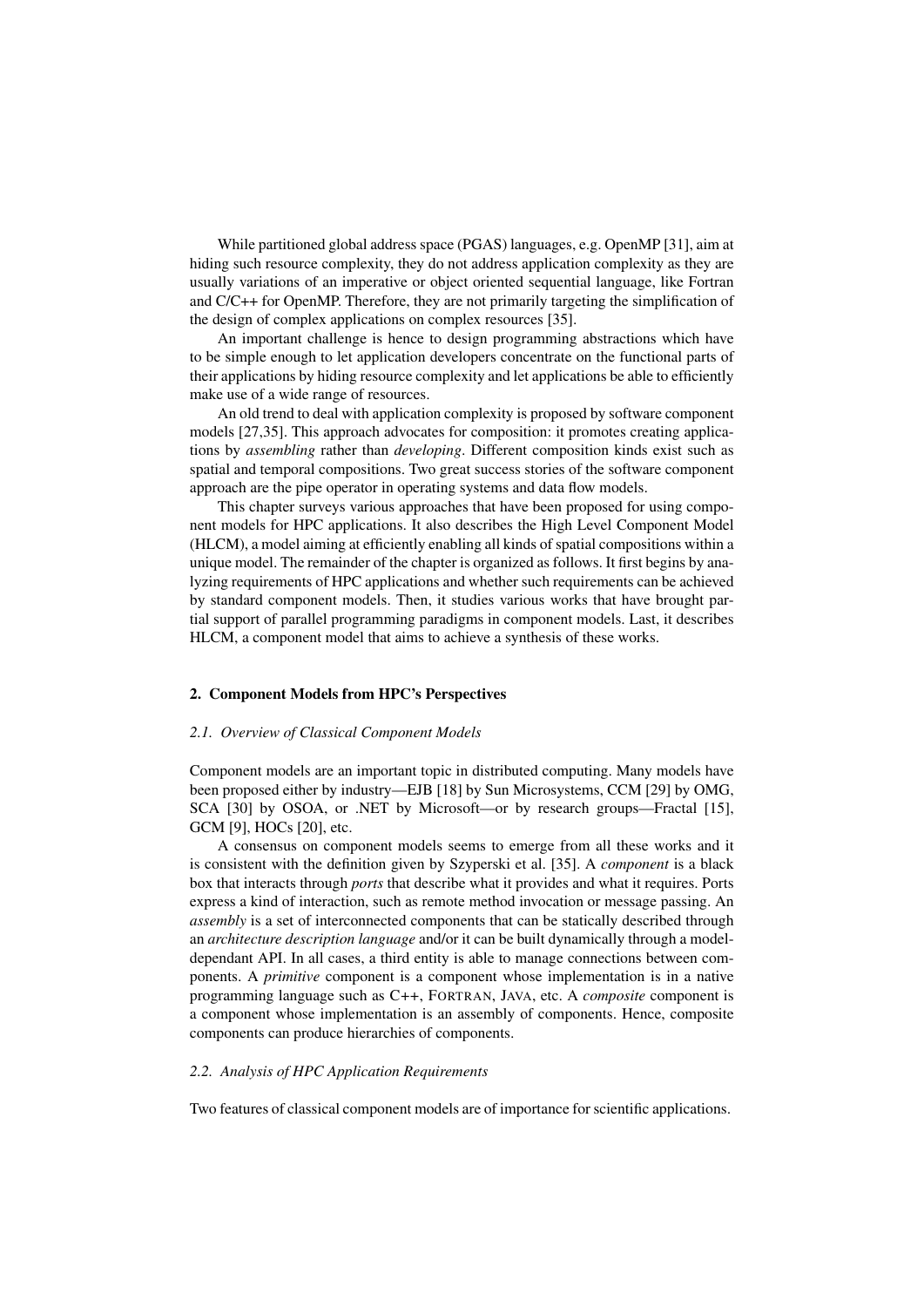While partitioned global address space (PGAS) languages, e.g. OpenMP [31], aim at hiding such resource complexity, they do not address application complexity as they are usually variations of an imperative or object oriented sequential language, like Fortran and C/C++ for OpenMP. Therefore, they are not primarily targeting the simplification of the design of complex applications on complex resources [35].

An important challenge is hence to design programming abstractions which have to be simple enough to let application developers concentrate on the functional parts of their applications by hiding resource complexity and let applications be able to efficiently make use of a wide range of resources.

An old trend to deal with application complexity is proposed by software component models [27,35]. This approach advocates for composition: it promotes creating applications by *assembling* rather than *developing*. Different composition kinds exist such as spatial and temporal compositions. Two great success stories of the software component approach are the pipe operator in operating systems and data flow models.

This chapter surveys various approaches that have been proposed for using component models for HPC applications. It also describes the High Level Component Model (HLCM), a model aiming at efficiently enabling all kinds of spatial compositions within a unique model. The remainder of the chapter is organized as follows. It first begins by analyzing requirements of HPC applications and whether such requirements can be achieved by standard component models. Then, it studies various works that have brought partial support of parallel programming paradigms in component models. Last, it describes HLCM, a component model that aims to achieve a synthesis of these works.

## 2. Component Models from HPC's Perspectives

### *2.1. Overview of Classical Component Models*

Component models are an important topic in distributed computing. Many models have been proposed either by industry—EJB [18] by Sun Microsystems, CCM [29] by OMG, SCA [30] by OSOA, or .NET by Microsoft—or by research groups—Fractal [15], GCM [9], HOCs [20], etc.

A consensus on component models seems to emerge from all these works and it is consistent with the definition given by Szyperski et al. [35]. A *component* is a black box that interacts through *ports* that describe what it provides and what it requires. Ports express a kind of interaction, such as remote method invocation or message passing. An *assembly* is a set of interconnected components that can be statically described through an *architecture description language* and/or it can be built dynamically through a model-dependant API. In all cases, a third entity is able to manage connections between components. A *primitive* component is a component whose implementation is in a native programming language such as C++, FORTRAN, JAVA, etc. A *composite* component is a component whose implementation is an assembly of components. Hence, composite components can produce hierarchies of components.

### *2.2. Analysis of HPC Application Requirements*

Two features of classical component models are of importance for scientific applications.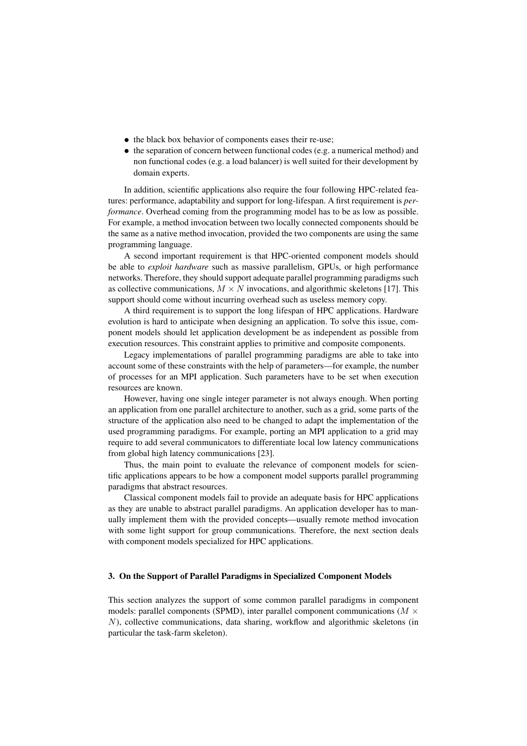- the black box behavior of components eases their re-use;
- the separation of concern between functional codes (e.g. a numerical method) and non functional codes (e.g. a load balancer) is well suited for their development by domain experts.

In addition, scientific applications also require the four following HPC-related features: performance, adaptability and support for long-lifespan. A first requirement is *performance*. Overhead coming from the programming model has to be as low as possible. For example, a method invocation between two locally connected components should be the same as a native method invocation, provided the two components are using the same programming language.

A second important requirement is that HPC-oriented component models should be able to *exploit hardware* such as massive parallelism, GPUs, or high performance networks. Therefore, they should support adequate parallel programming paradigms such as collective communications, $M \times N$ invocations, and algorithmic skeletons [17]. This support should come without incurring overhead such as useless memory copy.

A third requirement is to support the long lifespan of HPC applications. Hardware evolution is hard to anticipate when designing an application. To solve this issue, component models should let application development be as independent as possible from execution resources. This constraint applies to primitive and composite components.

Legacy implementations of parallel programming paradigms are able to take into account some of these constraints with the help of parameters—for example, the number of processes for an MPI application. Such parameters have to be set when execution resources are known.

However, having one single integer parameter is not always enough. When porting an application from one parallel architecture to another, such as a grid, some parts of the structure of the application also need to be changed to adapt the implementation of the used programming paradigms. For example, porting an MPI application to a grid may require to add several communicators to differentiate local low latency communications from global high latency communications [23].

Thus, the main point to evaluate the relevance of component models for scientific applications appears to be how a component model supports parallel programming paradigms that abstract resources.

Classical component models fail to provide an adequate basis for HPC applications as they are unable to abstract parallel paradigms. An application developer has to manually implement them with the provided concepts—usually remote method invocation with some light support for group communications. Therefore, the next section deals with component models specialized for HPC applications.

## 3. On the Support of Parallel Paradigms in Specialized Component Models

This section analyzes the support of some common parallel paradigms in component models: parallel components (SPMD), inter parallel component communications ($M \times N$), collective communications, data sharing, workflow and algorithmic skeletons (in particular the task-farm skeleton).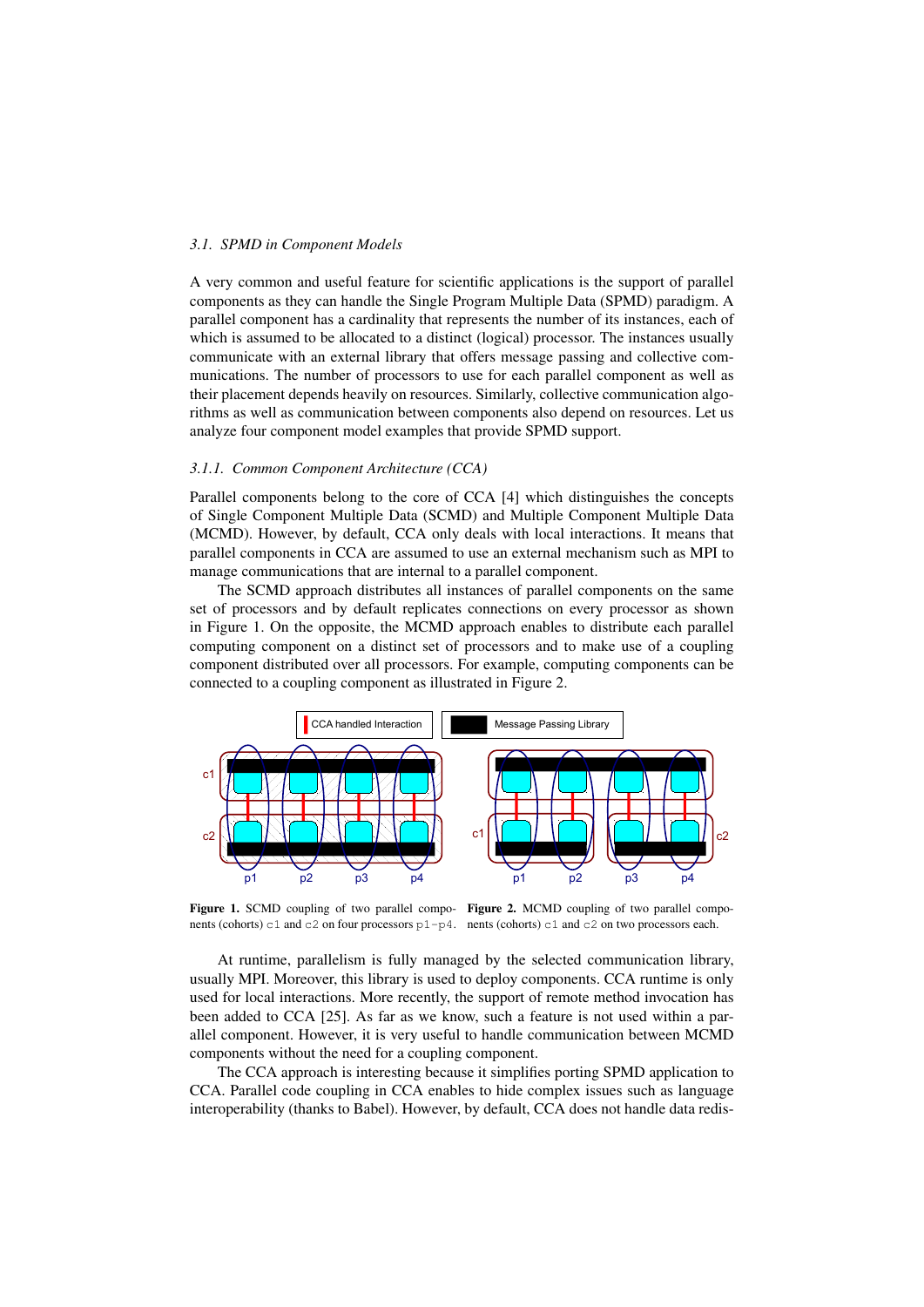### 3.1. SPMD in Component Models

A very common and useful feature for scientific applications is the support of parallel components as they can handle the Single Program Multiple Data (SPMD) paradigm. A parallel component has a cardinality that represents the number of its instances, each of which is assumed to be allocated to a distinct (logical) processor. The instances usually communicate with an external library that offers message passing and collective communications. The number of processors to use for each parallel component as well as their placement depends heavily on resources. Similarly, collective communication algorithms as well as communication between components also depend on resources. Let us analyze four component model examples that provide SPMD support.

#### 3.1.1. Common Component Architecture (CCA)

Parallel components belong to the core of CCA [4] which distinguishes the concepts of Single Component Multiple Data (SCMD) and Multiple Component Multiple Data (MCMD). However, by default, CCA only deals with local interactions. It means that parallel components in CCA are assumed to use an external mechanism such as MPI to manage communications that are internal to a parallel component.

The SCMD approach distributes all instances of parallel components on the same set of processors and by default replicates connections on every processor as shown in Figure 1. On the opposite, the MCMD approach enables to distribute each parallel computing component on a distinct set of processors and to make use of a coupling component distributed over all processors. For example, computing components can be connected to a coupling component as illustrated in Figure 2.

CCA handled Interaction | Message Passing Library

**Figure 1.** SCMD coupling of two parallel components (cohorts) c1 and c2 on four processors p1-p4.

**Figure 2.** MCMD coupling of two parallel components (cohorts) c1 and c2 on two processors each.

At runtime, parallelism is fully managed by the selected communication library, usually MPI. Moreover, this library is used to deploy components. CCA runtime is only used for local interactions. More recently, the support of remote method invocation has been added to CCA [25]. As far as we know, such a feature is not used within a parallel component. However, it is very useful to handle communication between MCMD components without the need for a coupling component.

The CCA approach is interesting because it simplifies porting SPMD application to CCA. Parallel code coupling in CCA enables to hide complex issues such as language interoperability (thanks to Babel). However, by default, CCA does not handle data redis-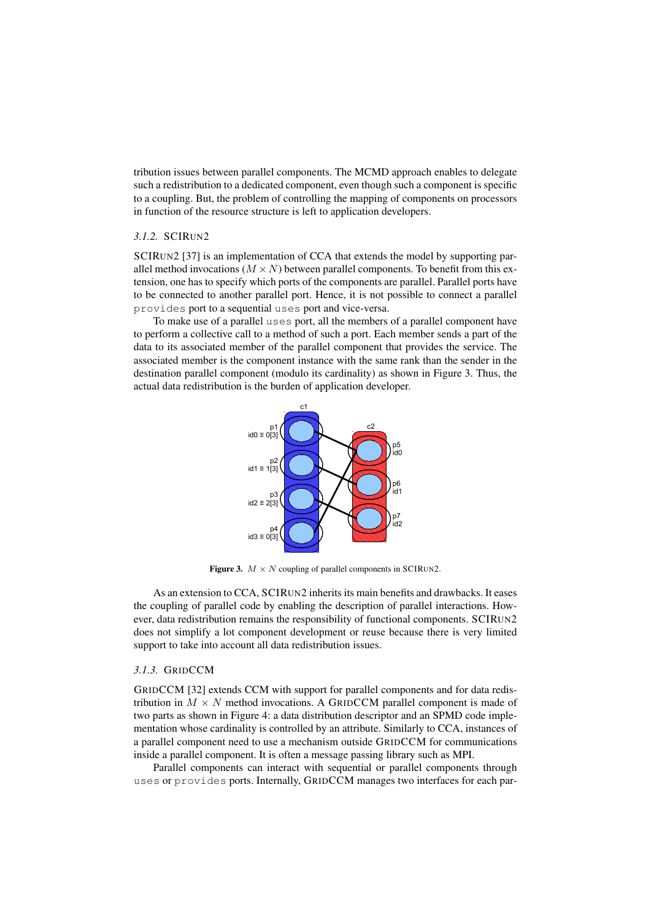tribution issues between parallel components. The MCMD approach enables to delegate such a redistribution to a dedicated component, even though such a component is specific to a coupling. But, the problem of controlling the mapping of components on processors in function of the resource structure is left to application developers.

### *3.1.2.* SCIRun2

SCIRun2 [37] is an implementation of CCA that extends the model by supporting parallel method invocations ($M \times N$) between parallel components. To benefit from this extension, one has to specify which ports of the components are parallel. Parallel ports have to be connected to another parallel port. Hence, it is not possible to connect a parallel `provides` port to a sequential `uses` port and vice-versa.

To make use of a parallel `uses` port, all the members of a parallel component have to perform a collective call to a method of such a port. Each member sends a part of the data to its associated member of the parallel component that provides the service. The associated member is the component instance with the same rank than the sender in the destination parallel component (modulo its cardinality) as shown in Figure 3. Thus, the actual data redistribution is the burden of application developer.

**Figure 3.** $M \times N$ coupling of parallel components in SCIRun2.

As an extension to CCA, SCIRun2 inherits its main benefits and drawbacks. It eases the coupling of parallel code by enabling the description of parallel interactions. However, data redistribution remains the responsibility of functional components. SCIRun2 does not simplify a lot component development or reuse because there is very limited support to take into account all data redistribution issues.

### *3.1.3.* GridCCM

GridCCM [32] extends CCM with support for parallel components and for data redistribution in $M \times N$ method invocations. A GridCCM parallel component is made of two parts as shown in Figure 4: a data distribution descriptor and an SPMD code implementation whose cardinality is controlled by an attribute. Similarly to CCA, instances of a parallel component need to use a mechanism outside GridCCM for communications inside a parallel component. It is often a message passing library such as MPI.

Parallel components can interact with sequential or parallel components through `uses` or `provides` ports. Internally, GridCCM manages two interfaces for each par-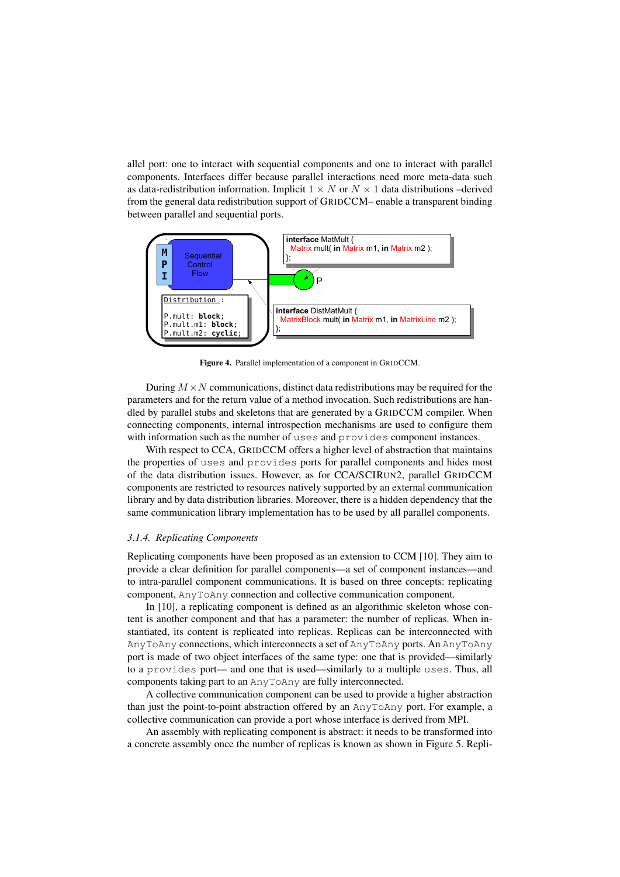allel port: one to interact with sequential components and one to interact with parallel components. Interfaces differ because parallel interactions need more meta-data such as data-redistribution information. Implicit $1 \times N$ or $N \times 1$ data distributions –derived from the general data redistribution support of GRIDCCM– enable a transparent binding between parallel and sequential ports.

```
interface MatMult {
  Matrix mult( in Matrix m1, in Matrix m2 );
};
```

```
Distribution :

P.mult: block;
P.mult.m1: block;
P.mult.m2: cyclic;
```

```
interface DistMatMult {
  MatrixBlock mult( in Matrix m1, in MatrixLine m2 );
};
```

**Figure 4.** Parallel implementation of a component in GRIDCCM.

During $M \times N$ communications, distinct data redistributions may be required for the parameters and for the return value of a method invocation. Such redistributions are handled by parallel stubs and skeletons that are generated by a GRIDCCM compiler. When connecting components, internal introspection mechanisms are used to configure them with information such as the number of `uses` and `provides` component instances.

With respect to CCA, GRIDCCM offers a higher level of abstraction that maintains the properties of `uses` and `provides` ports for parallel components and hides most of the data distribution issues. However, as for CCA/SCIRUN2, parallel GRIDCCM components are restricted to resources natively supported by an external communication library and by data distribution libraries. Moreover, there is a hidden dependency that the same communication library implementation has to be used by all parallel components.

### *3.1.4. Replicating Components*

Replicating components have been proposed as an extension to CCM [10]. They aim to provide a clear definition for parallel components—a set of component instances—and to intra-parallel component communications. It is based on three concepts: replicating component, `AnyToAny` connection and collective communication component.

In [10], a replicating component is defined as an algorithmic skeleton whose content is another component and that has a parameter: the number of replicas. When instantiated, its content is replicated into replicas. Replicas can be interconnected with `AnyToAny` connections, which interconnects a set of `AnyToAny` ports. An `AnyToAny` port is made of two object interfaces of the same type: one that is provided—similarly to a `provides` port— and one that is used—similarly to a multiple `uses`. Thus, all components taking part to an `AnyToAny` are fully interconnected.

A collective communication component can be used to provide a higher abstraction than just the point-to-point abstraction offered by an `AnyToAny` port. For example, a collective communication can provide a port whose interface is derived from MPI.

An assembly with replicating component is abstract: it needs to be transformed into a concrete assembly once the number of replicas is known as shown in Figure 5. Repli-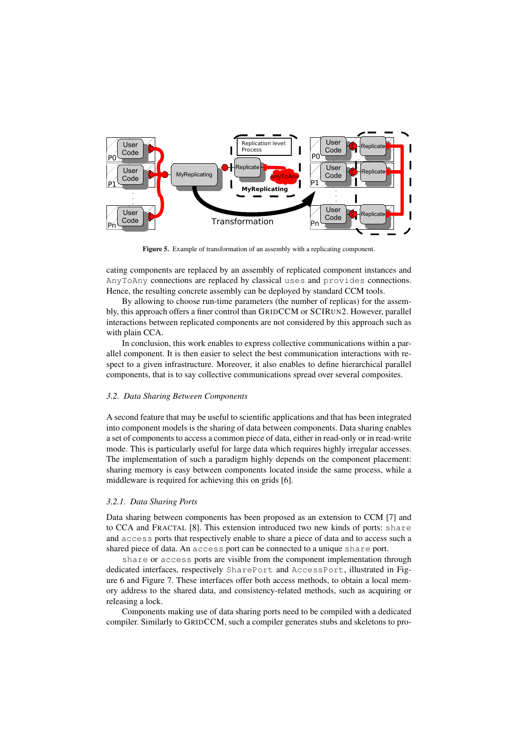**Figure 5.** Example of transformation of an assembly with a replicating component.

cating components are replaced by an assembly of replicated component instances and `AnyToAny` connections are replaced by classical `uses` and `provides` connections. Hence, the resulting concrete assembly can be deployed by standard CCM tools.

By allowing to choose run-time parameters (the number of replicas) for the assembly, this approach offers a finer control than GRIDCCM or SCIRUN2. However, parallel interactions between replicated components are not considered by this approach such as with plain CCA.

In conclusion, this work enables to express collective communications within a parallel component. It is then easier to select the best communication interactions with respect to a given infrastructure. Moreover, it also enables to define hierarchical parallel components, that is to say collective communications spread over several composites.

### *3.2. Data Sharing Between Components*

A second feature that may be useful to scientific applications and that has been integrated into component models is the sharing of data between components. Data sharing enables a set of components to access a common piece of data, either in read-only or in read-write mode. This is particularly useful for large data which requires highly irregular accesses. The implementation of such a paradigm highly depends on the component placement: sharing memory is easy between components located inside the same process, while a middleware is required for achieving this on grids [6].

#### *3.2.1. Data Sharing Ports*

Data sharing between components has been proposed as an extension to CCM [7] and to CCA and FRACTAL [8]. This extension introduced two new kinds of ports: `share` and `access` ports that respectively enable to share a piece of data and to access such a shared piece of data. An `access` port can be connected to a unique `share` port.

`share` or `access` ports are visible from the component implementation through dedicated interfaces, respectively `SharePort` and `AccessPort`, illustrated in Figure 6 and Figure 7. These interfaces offer both access methods, to obtain a local memory address to the shared data, and consistency-related methods, such as acquiring or releasing a lock.

Components making use of data sharing ports need to be compiled with a dedicated compiler. Similarly to GRIDCCM, such a compiler generates stubs and skeletons to pro-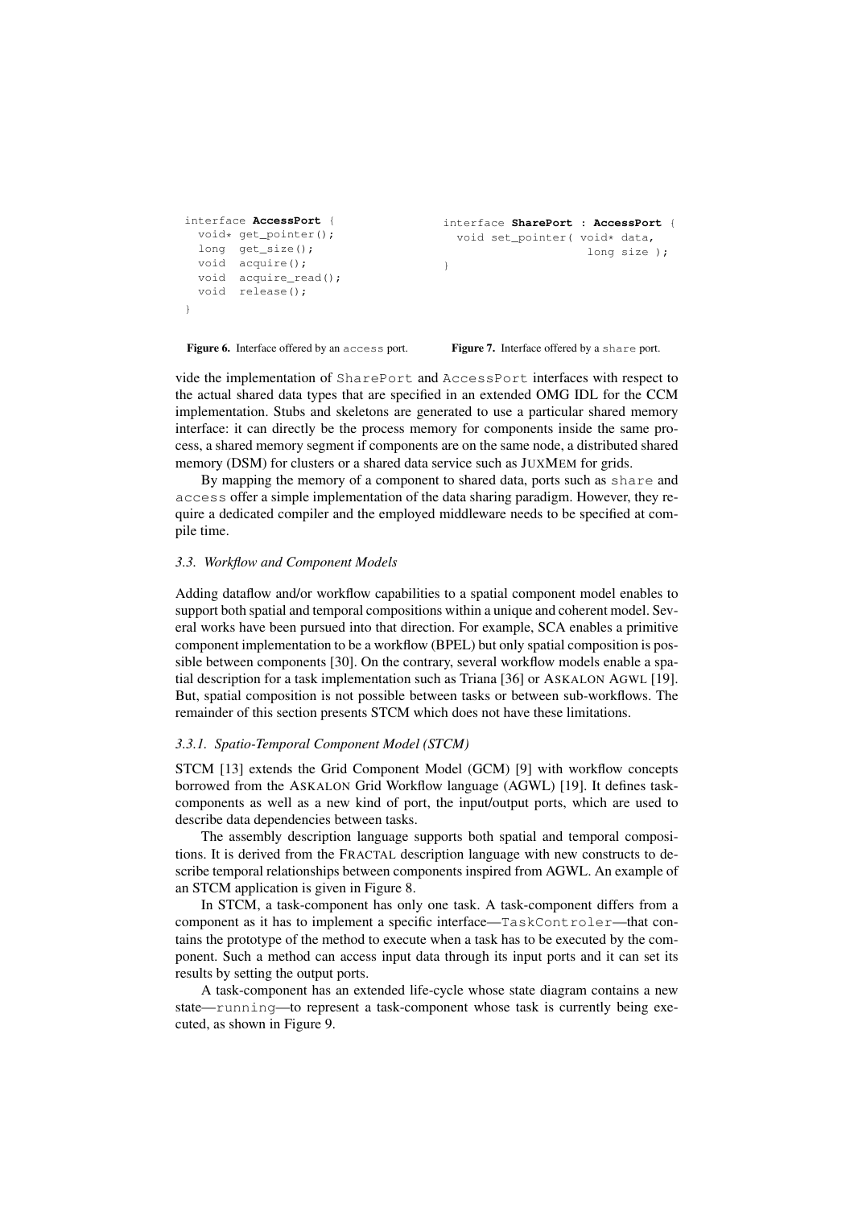```
interface AccessPort {
  void* get_pointer();
  long  get_size();
  void  acquire();
  void  acquire_read();
  void  release();
}
```

**Figure 6.** Interface offered by an `access` port.

```
interface SharePort : AccessPort {
  void set_pointer( void* data,
                    long size );
}
```

**Figure 7.** Interface offered by a `share` port.

vide the implementation of SharePort and AccessPort interfaces with respect to the actual shared data types that are specified in an extended OMG IDL for the CCM implementation. Stubs and skeletons are generated to use a particular shared memory interface: it can directly be the process memory for components inside the same process, a shared memory segment if components are on the same node, a distributed shared memory (DSM) for clusters or a shared data service such as JUXMEM for grids.

By mapping the memory of a component to shared data, ports such as share and access offer a simple implementation of the data sharing paradigm. However, they require a dedicated compiler and the employed middleware needs to be specified at compile time.

### *3.3. Workflow and Component Models*

Adding dataflow and/or workflow capabilities to a spatial component model enables to support both spatial and temporal compositions within a unique and coherent model. Several works have been pursued into that direction. For example, SCA enables a primitive component implementation to be a workflow (BPEL) but only spatial composition is possible between components [30]. On the contrary, several workflow models enable a spatial description for a task implementation such as Triana [36] or ASKALON AGWL [19]. But, spatial composition is not possible between tasks or between sub-workflows. The remainder of this section presents STCM which does not have these limitations.

#### *3.3.1. Spatio-Temporal Component Model (STCM)*

STCM [13] extends the Grid Component Model (GCM) [9] with workflow concepts borrowed from the ASKALON Grid Workflow language (AGWL) [19]. It defines task-components as well as a new kind of port, the input/output ports, which are used to describe data dependencies between tasks.

The assembly description language supports both spatial and temporal compositions. It is derived from the FRACTAL description language with new constructs to describe temporal relationships between components inspired from AGWL. An example of an STCM application is given in Figure 8.

In STCM, a task-component has only one task. A task-component differs from a component as it has to implement a specific interface—TaskControler—that contains the prototype of the method to execute when a task has to be executed by the component. Such a method can access input data through its input ports and it can set its results by setting the output ports.

A task-component has an extended life-cycle whose state diagram contains a new state—running—to represent a task-component whose task is currently being executed, as shown in Figure 9.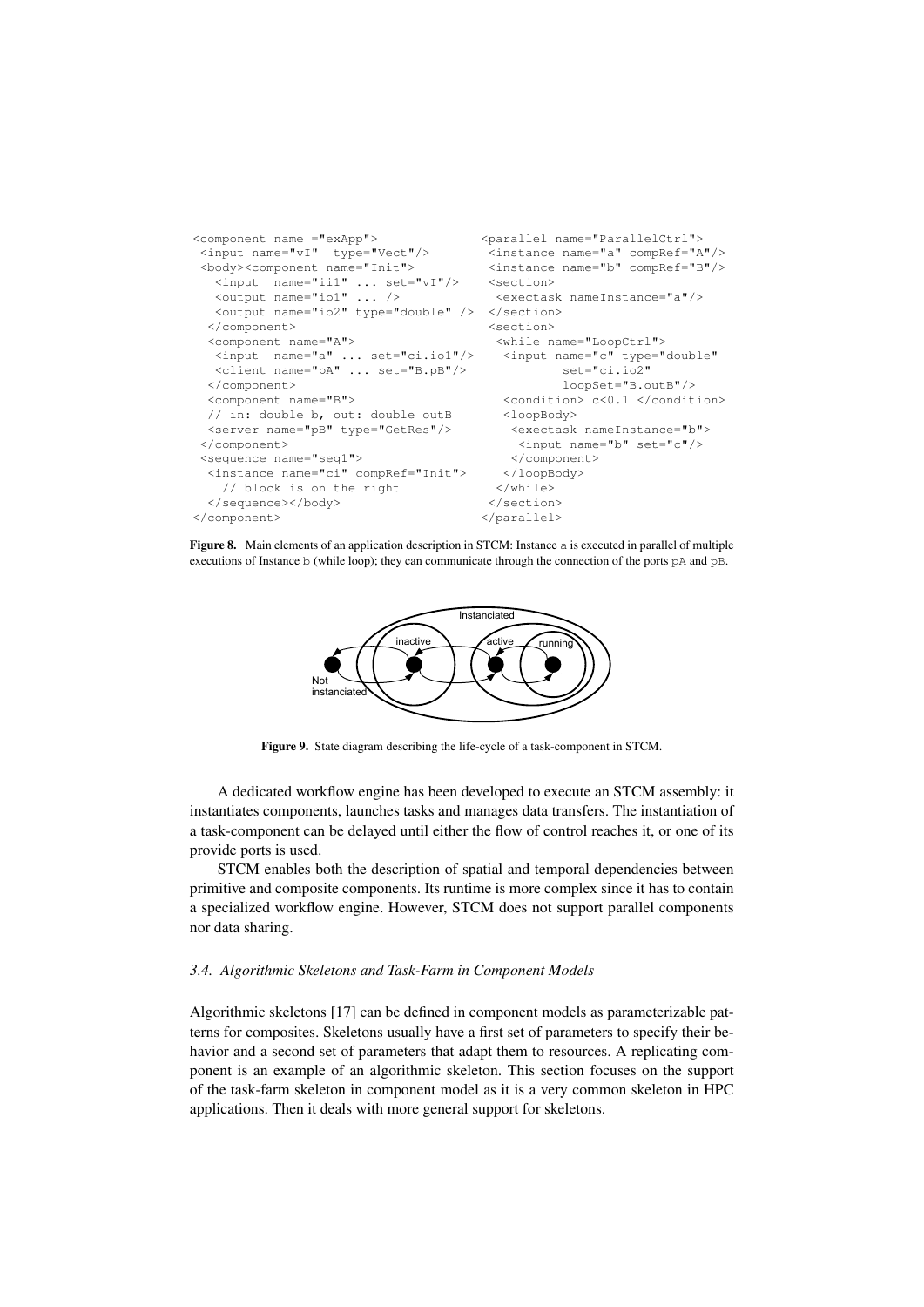```
<component name ="exApp">
 <input name="vI"  type="Vect"/>
 <body><component name="Init">
   <input  name="ii1" ... set="vI"/>
   <output name="io1" ... />
   <output name="io2" type="double" />
  </component>
  <component name="A">
   <input  name="a" ... set="ci.io1"/>
   <client name="pA" ... set="B.pB"/>
  </component>
  <component name="B">
  // in: double b, out: double outB
  <server name="pB" type="GetRes"/>
 </component>
 <sequence name="seq1">
  <instance name="ci" compRef="Init">
    // block is on the right
  </sequence></body>
</component>
```

```
<parallel name="ParallelCtrl">
 <instance name="a" compRef="A"/>
 <instance name="b" compRef="B"/>
 <section>
  <exectask nameInstance="a"/>
 </section>
 <section>
  <while name="LoopCtrl">
   <input name="c" type="double"
          set="ci.io2"
          loopSet="B.outB"/>
   <condition> c<0.1 </condition>
   <loopBody>
    <exectask nameInstance="b">
     <input name="b" set="c"/>
    </component>
   </loopBody>
  </while>
 </section>
</parallel>
```

**Figure 8.** Main elements of an application description in STCM: Instance a is executed in parallel of multiple executions of Instance b (while loop); they can communicate through the connection of the ports pA and pB.

**Figure 9.** State diagram describing the life-cycle of a task-component in STCM.

A dedicated workflow engine has been developed to execute an STCM assembly: it instantiates components, launches tasks and manages data transfers. The instantiation of a task-component can be delayed until either the flow of control reaches it, or one of its provide ports is used.

STCM enables both the description of spatial and temporal dependencies between primitive and composite components. Its runtime is more complex since it has to contain a specialized workflow engine. However, STCM does not support parallel components nor data sharing.

### *3.4. Algorithmic Skeletons and Task-Farm in Component Models*

Algorithmic skeletons [17] can be defined in component models as parameterizable patterns for composites. Skeletons usually have a first set of parameters to specify their behavior and a second set of parameters that adapt them to resources. A replicating component is an example of an algorithmic skeleton. This section focuses on the support of the task-farm skeleton in component model as it is a very common skeleton in HPC applications. Then it deals with more general support for skeletons.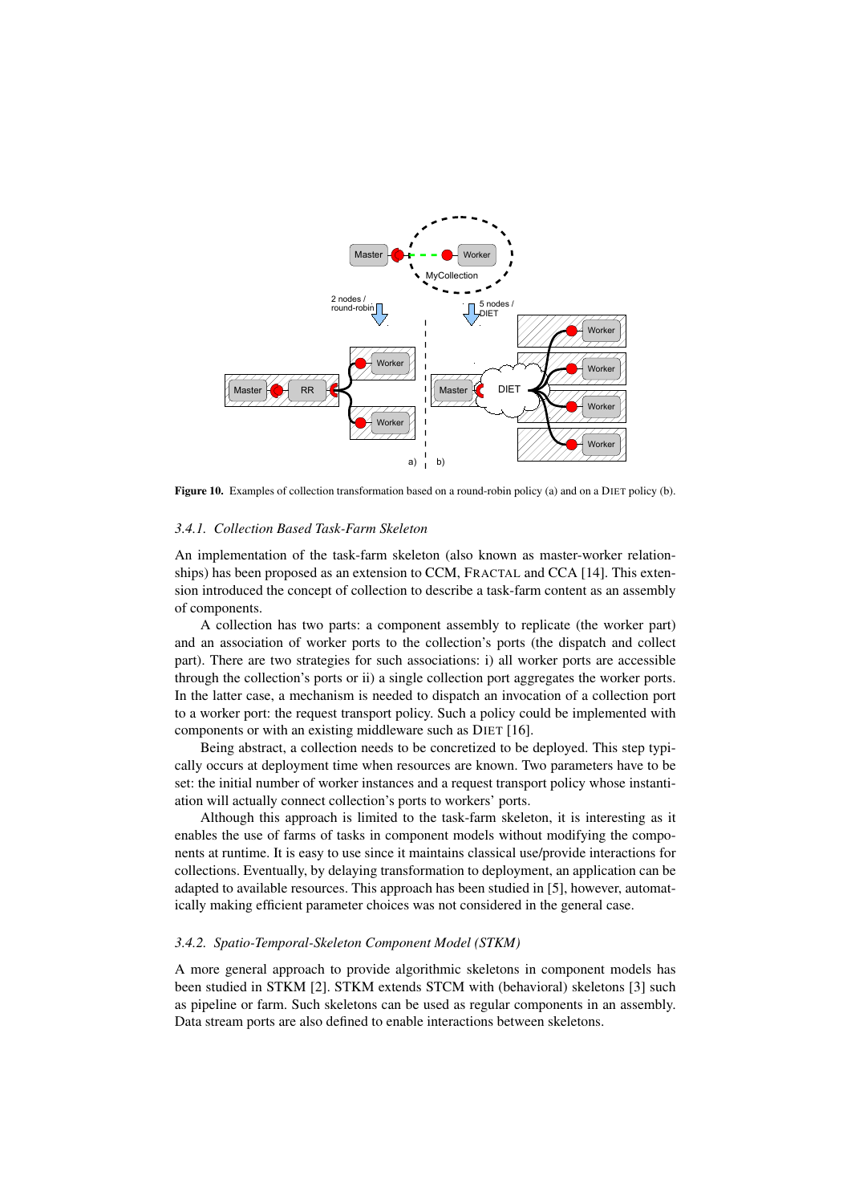**Figure 10.** Examples of collection transformation based on a round-robin policy (a) and on a DIET policy (b).

### 3.4.1. Collection Based Task-Farm Skeleton

An implementation of the task-farm skeleton (also known as master-worker relationships) has been proposed as an extension to CCM, FRACTAL and CCA [14]. This extension introduced the concept of collection to describe a task-farm content as an assembly of components.

A collection has two parts: a component assembly to replicate (the worker part) and an association of worker ports to the collection's ports (the dispatch and collect part). There are two strategies for such associations: i) all worker ports are accessible through the collection's ports or ii) a single collection port aggregates the worker ports. In the latter case, a mechanism is needed to dispatch an invocation of a collection port to a worker port: the request transport policy. Such a policy could be implemented with components or with an existing middleware such as DIET [16].

Being abstract, a collection needs to be concretized to be deployed. This step typically occurs at deployment time when resources are known. Two parameters have to be set: the initial number of worker instances and a request transport policy whose instantiation will actually connect collection's ports to workers' ports.

Although this approach is limited to the task-farm skeleton, it is interesting as it enables the use of farms of tasks in component models without modifying the components at runtime. It is easy to use since it maintains classical use/provide interactions for collections. Eventually, by delaying transformation to deployment, an application can be adapted to available resources. This approach has been studied in [5], however, automatically making efficient parameter choices was not considered in the general case.

### 3.4.2. Spatio-Temporal-Skeleton Component Model (STKM)

A more general approach to provide algorithmic skeletons in component models has been studied in STKM [2]. STKM extends STCM with (behavioral) skeletons [3] such as pipeline or farm. Such skeletons can be used as regular components in an assembly. Data stream ports are also defined to enable interactions between skeletons.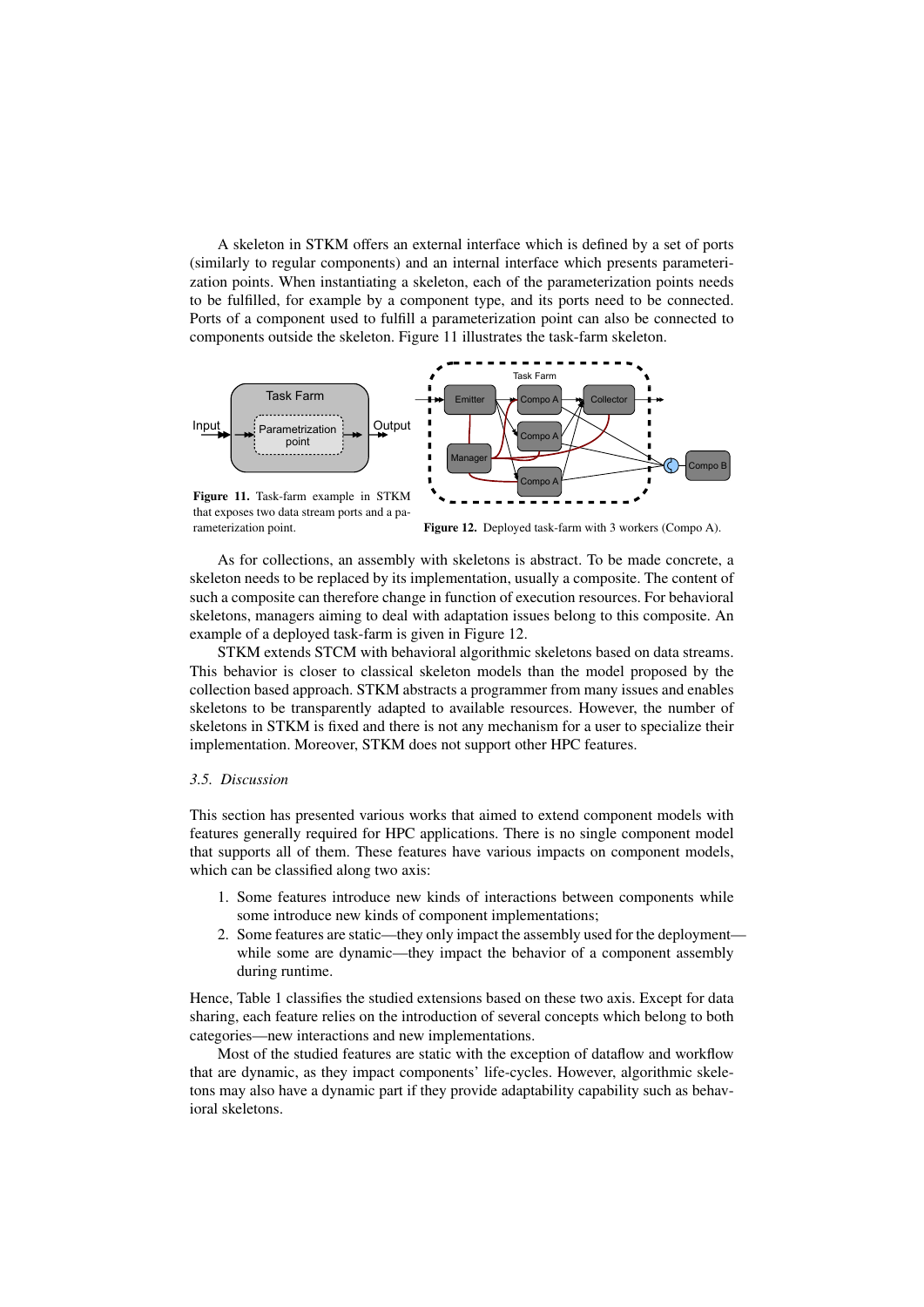A skeleton in STKM offers an external interface which is defined by a set of ports (similarly to regular components) and an internal interface which presents parameterization points. When instantiating a skeleton, each of the parameterization points needs to be fulfilled, for example by a component type, and its ports need to be connected. Ports of a component used to fulfill a parameterization point can also be connected to components outside the skeleton. Figure 11 illustrates the task-farm skeleton.

**Figure 11.** Task-farm example in STKM that exposes two data stream ports and a parameterization point.

**Figure 12.** Deployed task-farm with 3 workers (Compo A).

As for collections, an assembly with skeletons is abstract. To be made concrete, a skeleton needs to be replaced by its implementation, usually a composite. The content of such a composite can therefore change in function of execution resources. For behavioral skeletons, managers aiming to deal with adaptation issues belong to this composite. An example of a deployed task-farm is given in Figure 12.

STKM extends STCM with behavioral algorithmic skeletons based on data streams. This behavior is closer to classical skeleton models than the model proposed by the collection based approach. STKM abstracts a programmer from many issues and enables skeletons to be transparently adapted to available resources. However, the number of skeletons in STKM is fixed and there is not any mechanism for a user to specialize their implementation. Moreover, STKM does not support other HPC features.

### *3.5. Discussion*

This section has presented various works that aimed to extend component models with features generally required for HPC applications. There is no single component model that supports all of them. These features have various impacts on component models, which can be classified along two axis:

1. Some features introduce new kinds of interactions between components while some introduce new kinds of component implementations;
2. Some features are static—they only impact the assembly used for the deployment—while some are dynamic—they impact the behavior of a component assembly during runtime.

Hence, Table 1 classifies the studied extensions based on these two axis. Except for data sharing, each feature relies on the introduction of several concepts which belong to both categories—new interactions and new implementations.

Most of the studied features are static with the exception of dataflow and workflow that are dynamic, as they impact components' life-cycles. However, algorithmic skeletons may also have a dynamic part if they provide adaptability capability such as behavioral skeletons.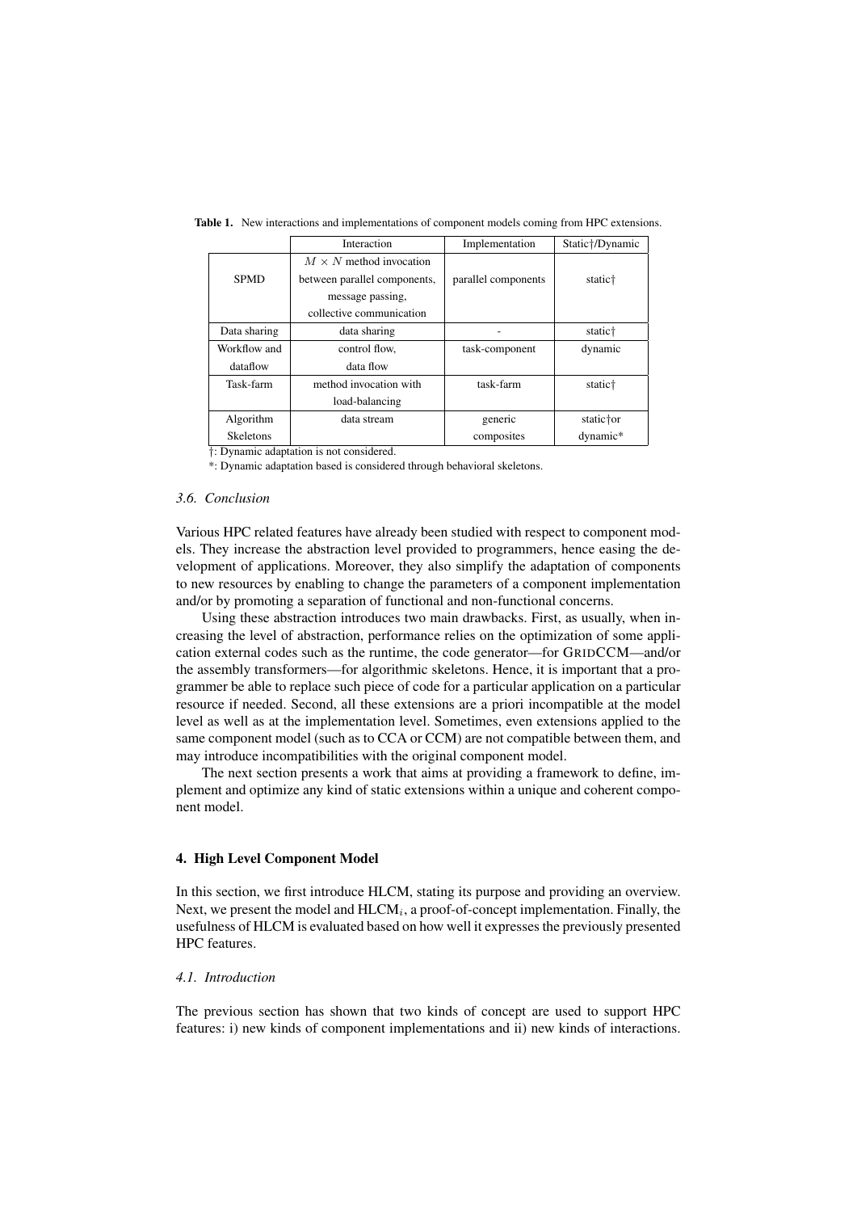**Table 1.** New interactions and implementations of component models coming from HPC extensions.

| | Interaction | Implementation | Static†/Dynamic |
|---|---|---|---|
| SPMD | $M \times N$ method invocation between parallel components, message passing, collective communication | parallel components | static† |
| Data sharing | data sharing | - | static† |
| Workflow and dataflow | control flow, data flow | task-component | dynamic |
| Task-farm | method invocation with load-balancing | task-farm | static† |
| Algorithm Skeletons | data stream | generic composites | static†or dynamic* |

†: Dynamic adaptation is not considered.

*: Dynamic adaptation based is considered through behavioral skeletons.

### *3.6. Conclusion*

Various HPC related features have already been studied with respect to component models. They increase the abstraction level provided to programmers, hence easing the development of applications. Moreover, they also simplify the adaptation of components to new resources by enabling to change the parameters of a component implementation and/or by promoting a separation of functional and non-functional concerns.

Using these abstraction introduces two main drawbacks. First, as usually, when increasing the level of abstraction, performance relies on the optimization of some application external codes such as the runtime, the code generator—for GRIDCCM—and/or the assembly transformers—for algorithmic skeletons. Hence, it is important that a programmer be able to replace such piece of code for a particular application on a particular resource if needed. Second, all these extensions are a priori incompatible at the model level as well as at the implementation level. Sometimes, even extensions applied to the same component model (such as to CCA or CCM) are not compatible between them, and may introduce incompatibilities with the original component model.

The next section presents a work that aims at providing a framework to define, implement and optimize any kind of static extensions within a unique and coherent component model.

## 4. High Level Component Model

In this section, we first introduce HLCM, stating its purpose and providing an overview. Next, we present the model and HLCM$_i$, a proof-of-concept implementation. Finally, the usefulness of HLCM is evaluated based on how well it expresses the previously presented HPC features.

### *4.1. Introduction*

The previous section has shown that two kinds of concept are used to support HPC features: i) new kinds of component implementations and ii) new kinds of interactions.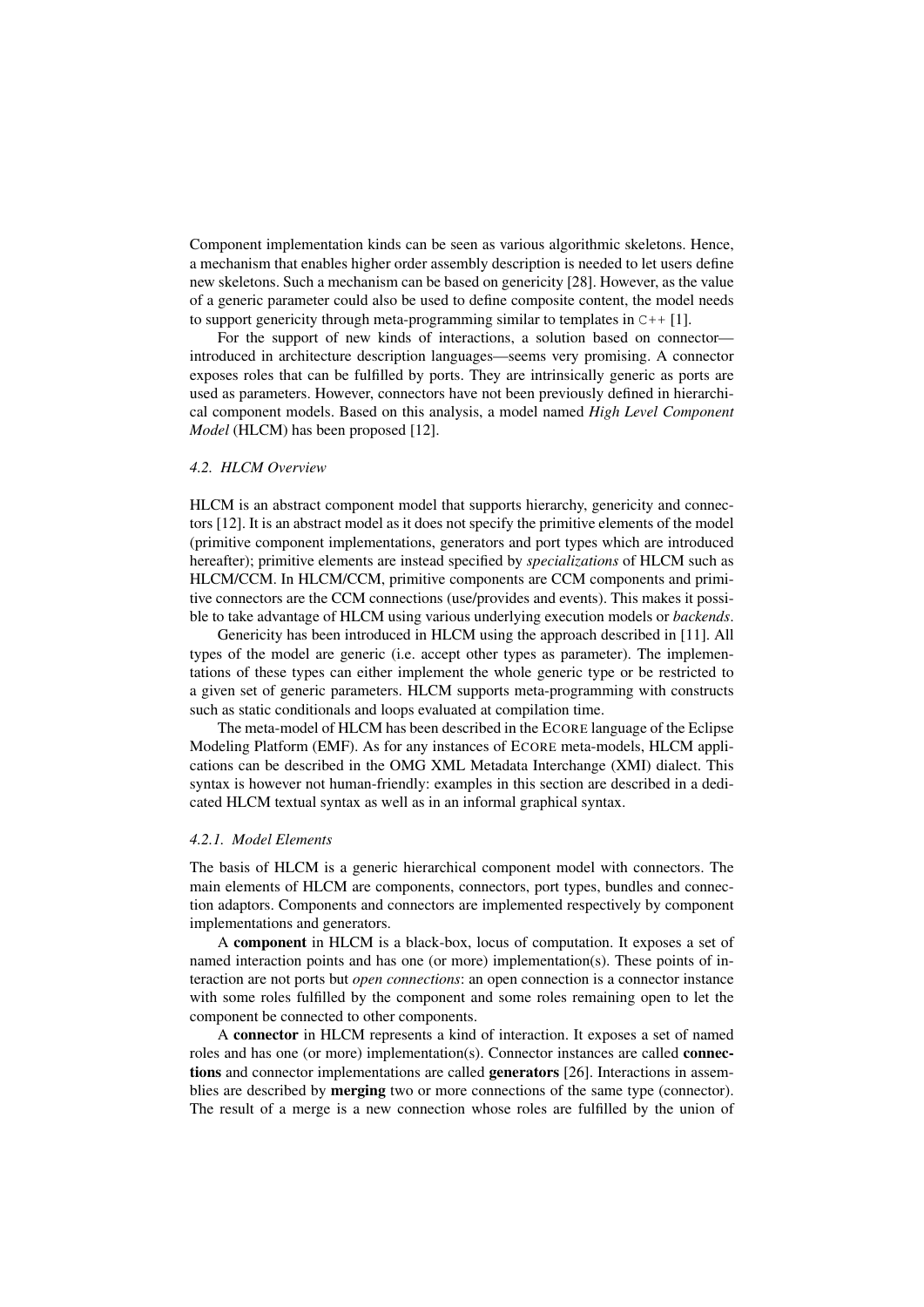Component implementation kinds can be seen as various algorithmic skeletons. Hence, a mechanism that enables higher order assembly description is needed to let users define new skeletons. Such a mechanism can be based on genericity [28]. However, as the value of a generic parameter could also be used to define composite content, the model needs to support genericity through meta-programming similar to templates in `C++` [1].

For the support of new kinds of interactions, a solution based on connector—introduced in architecture description languages—seems very promising. A connector exposes roles that can be fulfilled by ports. They are intrinsically generic as ports are used as parameters. However, connectors have not been previously defined in hierarchical component models. Based on this analysis, a model named *High Level Component Model* (HLCM) has been proposed [12].

#### *4.2. HLCM Overview*

HLCM is an abstract component model that supports hierarchy, genericity and connectors [12]. It is an abstract model as it does not specify the primitive elements of the model (primitive component implementations, generators and port types which are introduced hereafter); primitive elements are instead specified by *specializations* of HLCM such as HLCM/CCM. In HLCM/CCM, primitive components are CCM components and primitive connectors are the CCM connections (use/provides and events). This makes it possible to take advantage of HLCM using various underlying execution models or *backends*.

Genericity has been introduced in HLCM using the approach described in [11]. All types of the model are generic (i.e. accept other types as parameter). The implementations of these types can either implement the whole generic type or be restricted to a given set of generic parameters. HLCM supports meta-programming with constructs such as static conditionals and loops evaluated at compilation time.

The meta-model of HLCM has been described in the ECORE language of the Eclipse Modeling Platform (EMF). As for any instances of ECORE meta-models, HLCM applications can be described in the OMG XML Metadata Interchange (XMI) dialect. This syntax is however not human-friendly: examples in this section are described in a dedicated HLCM textual syntax as well as in an informal graphical syntax.

##### *4.2.1. Model Elements*

The basis of HLCM is a generic hierarchical component model with connectors. The main elements of HLCM are components, connectors, port types, bundles and connection adaptors. Components and connectors are implemented respectively by component implementations and generators.

A **component** in HLCM is a black-box, locus of computation. It exposes a set of named interaction points and has one (or more) implementation(s). These points of interaction are not ports but *open connections*: an open connection is a connector instance with some roles fulfilled by the component and some roles remaining open to let the component be connected to other components.

A **connector** in HLCM represents a kind of interaction. It exposes a set of named roles and has one (or more) implementation(s). Connector instances are called **connections** and connector implementations are called **generators** [26]. Interactions in assemblies are described by **merging** two or more connections of the same type (connector). The result of a merge is a new connection whose roles are fulfilled by the union of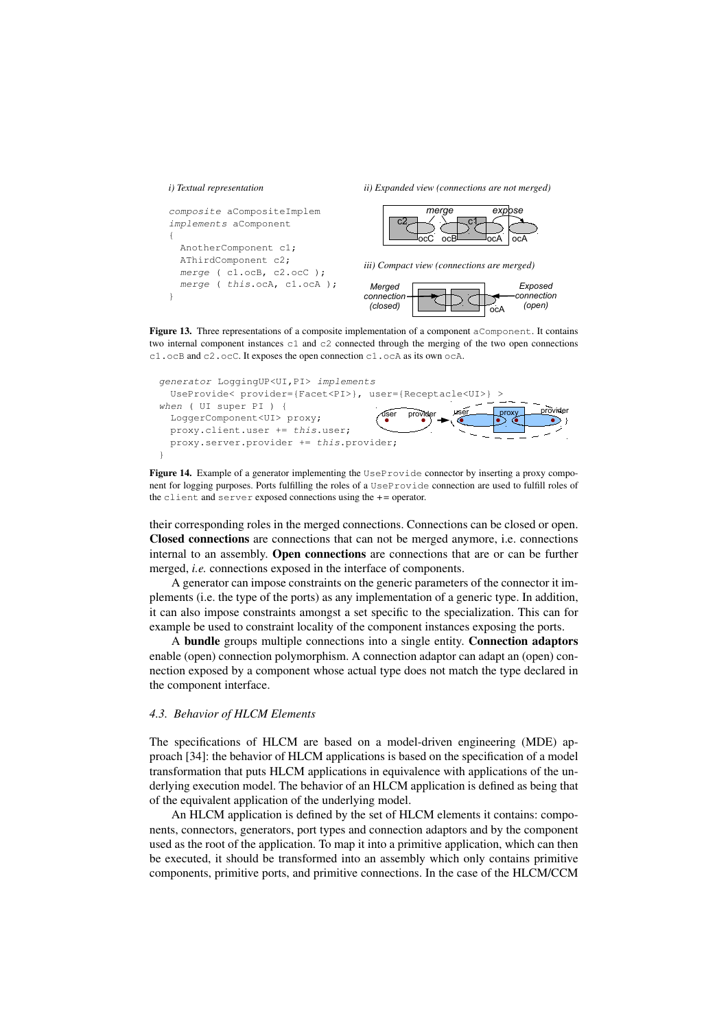*i) Textual representation*

```
composite aCompositeImplem
implements aComponent
{
  AnotherComponent c1;
  AThirdComponent c2;
  merge ( c1.ocB, c2.ocC );
  merge ( this.ocA, c1.ocA );
}
```

*ii) Expanded view (connections are not merged)*

*iii) Compact view (connections are merged)*

**Figure 13.** Three representations of a composite implementation of a component `aComponent`. It contains two internal component instances `c1` and `c2` connected through the merging of the two open connections `c1.ocB` and `c2.ocC`. It exposes the open connection `c1.ocA` as its own `ocA`.

```
generator LoggingUP<UI,PI> implements
  UseProvide< provider={Facet<PI>}, user={Receptacle<UI>} >
when ( UI super PI ) {
  LoggerComponent<UI> proxy;
  proxy.client.user += this.user;
  proxy.server.provider += this.provider;
}
```

**Figure 14.** Example of a generator implementing the `UseProvide` connector by inserting a proxy component for logging purposes. Ports fulfilling the roles of a `UseProvide` connection are used to fulfill roles of the `client` and `server` exposed connections using the `+=` operator.

their corresponding roles in the merged connections. Connections can be closed or open. **Closed connections** are connections that can not be merged anymore, i.e. connections internal to an assembly. **Open connections** are connections that are or can be further merged, *i.e.* connections exposed in the interface of components.

A generator can impose constraints on the generic parameters of the connector it implements (i.e. the type of the ports) as any implementation of a generic type. In addition, it can also impose constraints amongst a set specific to the specialization. This can for example be used to constraint locality of the component instances exposing the ports.

A **bundle** groups multiple connections into a single entity. **Connection adaptors** enable (open) connection polymorphism. A connection adaptor can adapt an (open) connection exposed by a component whose actual type does not match the type declared in the component interface.

### *4.3. Behavior of HLCM Elements*

The specifications of HLCM are based on a model-driven engineering (MDE) approach [34]: the behavior of HLCM applications is based on the specification of a model transformation that puts HLCM applications in equivalence with applications of the underlying execution model. The behavior of an HLCM application is defined as being that of the equivalent application of the underlying model.

An HLCM application is defined by the set of HLCM elements it contains: components, connectors, generators, port types and connection adaptors and by the component used as the root of the application. To map it into a primitive application, which can then be executed, it should be transformed into an assembly which only contains primitive components, primitive ports, and primitive connections. In the case of the HLCM/CCM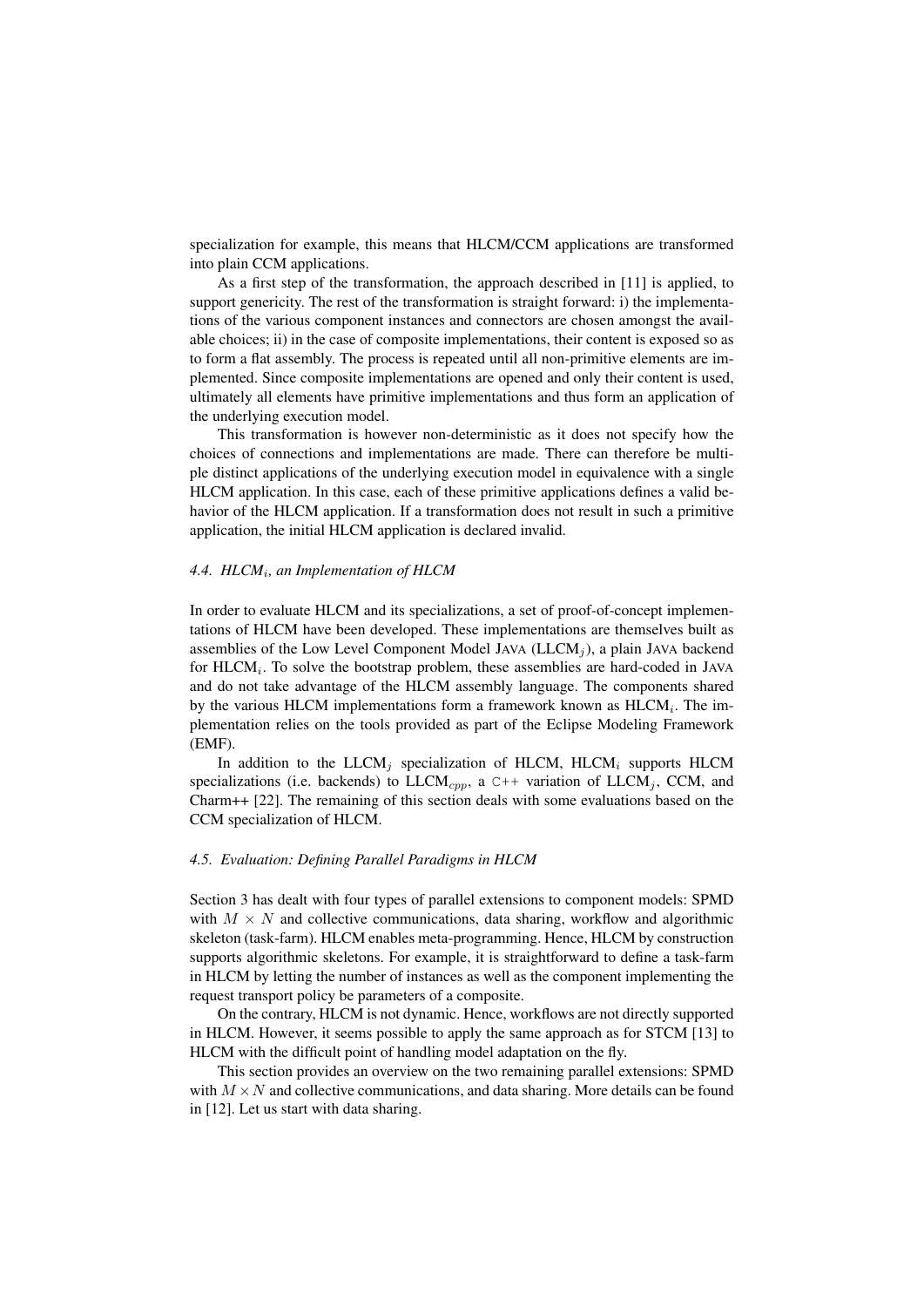specialization for example, this means that HLCM/CCM applications are transformed into plain CCM applications.

As a first step of the transformation, the approach described in [11] is applied, to support genericity. The rest of the transformation is straight forward: i) the implementations of the various component instances and connectors are chosen amongst the available choices; ii) in the case of composite implementations, their content is exposed so as to form a flat assembly. The process is repeated until all non-primitive elements are implemented. Since composite implementations are opened and only their content is used, ultimately all elements have primitive implementations and thus form an application of the underlying execution model.

This transformation is however non-deterministic as it does not specify how the choices of connections and implementations are made. There can therefore be multiple distinct applications of the underlying execution model in equivalence with a single HLCM application. In this case, each of these primitive applications defines a valid behavior of the HLCM application. If a transformation does not result in such a primitive application, the initial HLCM application is declared invalid.

### 4.4. HLCM$_i$, an Implementation of HLCM

In order to evaluate HLCM and its specializations, a set of proof-of-concept implementations of HLCM have been developed. These implementations are themselves built as assemblies of the Low Level Component Model JAVA (LLCM$_j$), a plain JAVA backend for HLCM$_i$. To solve the bootstrap problem, these assemblies are hard-coded in JAVA and do not take advantage of the HLCM assembly language. The components shared by the various HLCM implementations form a framework known as HLCM$_i$. The implementation relies on the tools provided as part of the Eclipse Modeling Framework (EMF).

In addition to the LLCM$_j$ specialization of HLCM, HLCM$_i$ supports HLCM specializations (i.e. backends) to LLCM$_{cpp}$, a C++ variation of LLCM$_j$, CCM, and Charm++ [22]. The remaining of this section deals with some evaluations based on the CCM specialization of HLCM.

### 4.5. Evaluation: Defining Parallel Paradigms in HLCM

Section 3 has dealt with four types of parallel extensions to component models: SPMD with $M \times N$ and collective communications, data sharing, workflow and algorithmic skeleton (task-farm). HLCM enables meta-programming. Hence, HLCM by construction supports algorithmic skeletons. For example, it is straightforward to define a task-farm in HLCM by letting the number of instances as well as the component implementing the request transport policy be parameters of a composite.

On the contrary, HLCM is not dynamic. Hence, workflows are not directly supported in HLCM. However, it seems possible to apply the same approach as for STCM [13] to HLCM with the difficult point of handling model adaptation on the fly.

This section provides an overview on the two remaining parallel extensions: SPMD with $M \times N$ and collective communications, and data sharing. More details can be found in [12]. Let us start with data sharing.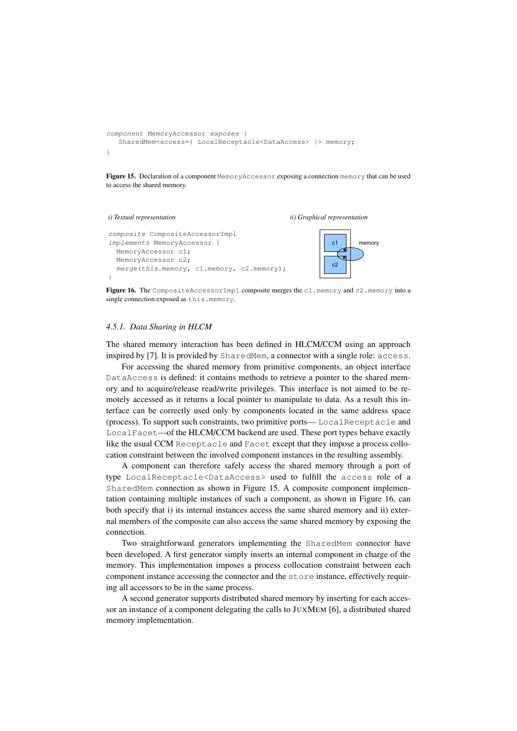```
component MemoryAccessor exposes {
   SharedMem<access={ LocalReceptacle<DataAccess> }> memory;
}
```

**Figure 15.** Declaration of a component `MemoryAccessor` exposing a connection `memory` that can be used to access the shared memory.

*i) Textual representation*

```
composite CompositeAccessorImpl
implements MemoryAccessor {
  MemoryAccessor c1;
  MemoryAccessor c2;
  merge(this.memory, c1.memory, c2.memory);
}
```

*ii) Graphical representation*

**Figure 16.** The `CompositeAccessorImpl` composite merges the `c1.memory` and `c2.memory` into a single connection exposed as `this.memory`.

#### *4.5.1. Data Sharing in HLCM*

The shared memory interaction has been defined in HLCM/CCM using an approach inspired by [7]. It is provided by `SharedMem`, a connector with a single role: `access`.

For accessing the shared memory from primitive components, an object interface `DataAccess` is defined: it contains methods to retrieve a pointer to the shared memory and to acquire/release read/write privileges. This interface is not aimed to be remotely accessed as it returns a local pointer to manipulate to data. As a result this interface can be correctly used only by components located in the same address space (process). To support such constraints, two primitive ports— `LocalReceptacle` and `LocalFacet`—of the HLCM/CCM backend are used. These port types behave exactly like the usual CCM `Receptacle` and `Facet` except that they impose a process collocation constraint between the involved component instances in the resulting assembly.

A component can therefore safely access the shared memory through a port of type `LocalReceptacle<DataAccess>` used to fulfill the `access` role of a `SharedMem` connection as shown in Figure 15. A composite component implementation containing multiple instances of such a component, as shown in Figure 16, can both specify that i) its internal instances access the same shared memory and ii) external members of the composite can also access the same shared memory by exposing the connection.

Two straightforward generators implementing the `SharedMem` connector have been developed. A first generator simply inserts an internal component in charge of the memory. This implementation imposes a process collocation constraint between each component instance accessing the connector and the `store` instance, effectively requiring all accessors to be in the same process.

A second generator supports distributed shared memory by inserting for each accessor an instance of a component delegating the calls to JUXMEM [6], a distributed shared memory implementation.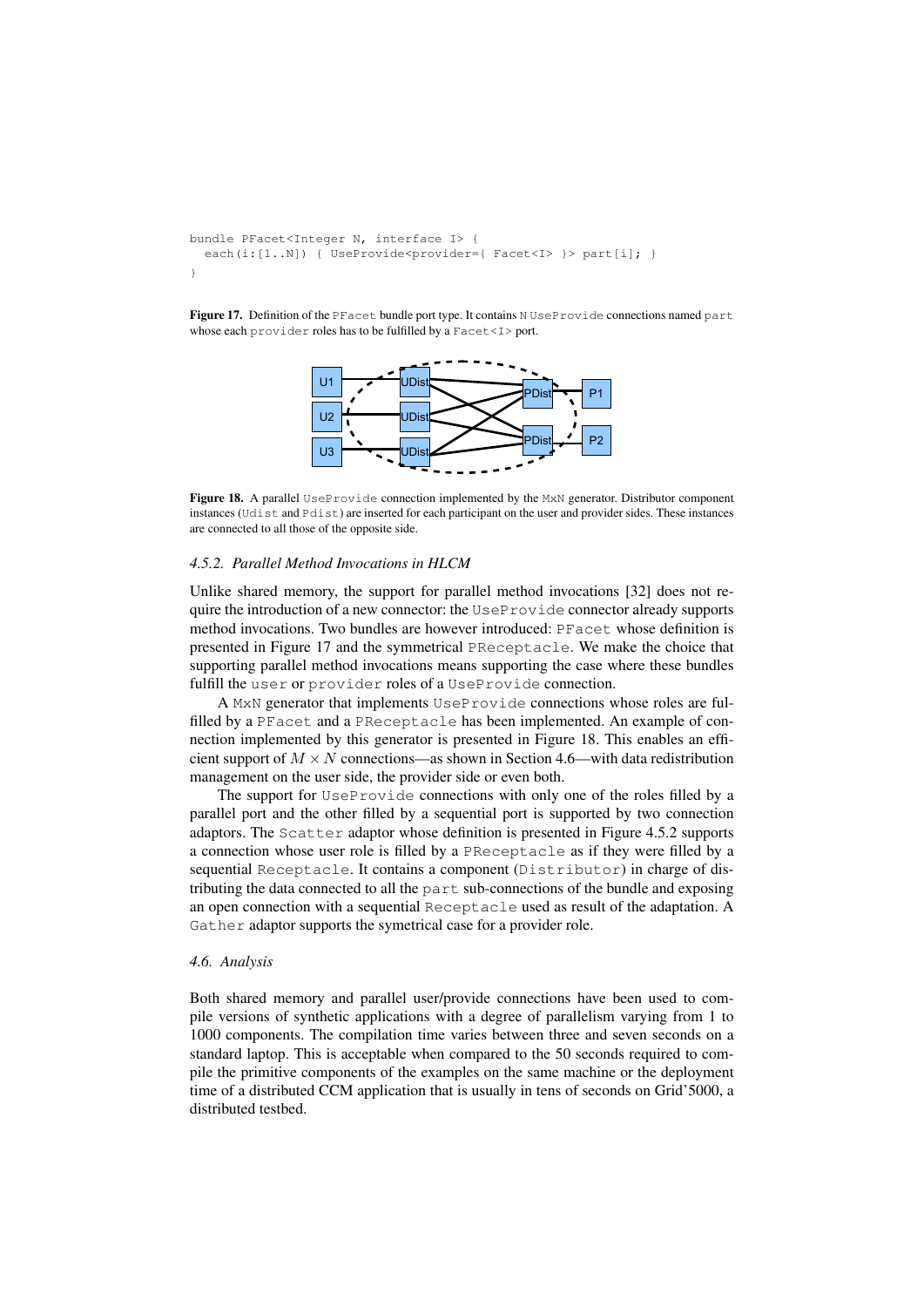```
bundle PFacet<Integer N, interface I> {
  each(i:[1..N]) { UseProvide<provider={ Facet<I> }> part[i]; }
}
```

**Figure 17.** Definition of the `PFacet` bundle port type. It contains `N` `UseProvide` connections named `part` whose each `provider` roles has to be fulfilled by a `Facet<I>` port.

**Figure 18.** A parallel `UseProvide` connection implemented by the `MxN` generator. Distributor component instances (`Udist` and `Pdist`) are inserted for each participant on the user and provider sides. These instances are connected to all those of the opposite side.

#### *4.5.2. Parallel Method Invocations in HLCM*

Unlike shared memory, the support for parallel method invocations [32] does not require the introduction of a new connector: the `UseProvide` connector already supports method invocations. Two bundles are however introduced: `PFacet` whose definition is presented in Figure 17 and the symmetrical `PReceptacle`. We make the choice that supporting parallel method invocations means supporting the case where these bundles fulfill the `user` or `provider` roles of a `UseProvide` connection.

A `MxN` generator that implements `UseProvide` connections whose roles are fulfilled by a `PFacet` and a `PReceptacle` has been implemented. An example of connection implemented by this generator is presented in Figure 18. This enables an efficient support of $M \times N$ connections—as shown in Section 4.6—with data redistribution management on the user side, the provider side or even both.

The support for `UseProvide` connections with only one of the roles filled by a parallel port and the other filled by a sequential port is supported by two connection adaptors. The `Scatter` adaptor whose definition is presented in Figure 4.5.2 supports a connection whose user role is filled by a `PReceptacle` as if they were filled by a sequential `Receptacle`. It contains a component (`Distributor`) in charge of distributing the data connected to all the `part` sub-connections of the bundle and exposing an open connection with a sequential `Receptacle` used as result of the adaptation. A `Gather` adaptor supports the symetrical case for a provider role.

### *4.6. Analysis*

Both shared memory and parallel user/provide connections have been used to compile versions of synthetic applications with a degree of parallelism varying from 1 to 1000 components. The compilation time varies between three and seven seconds on a standard laptop. This is acceptable when compared to the 50 seconds required to compile the primitive components of the examples on the same machine or the deployment time of a distributed CCM application that is usually in tens of seconds on Grid'5000, a distributed testbed.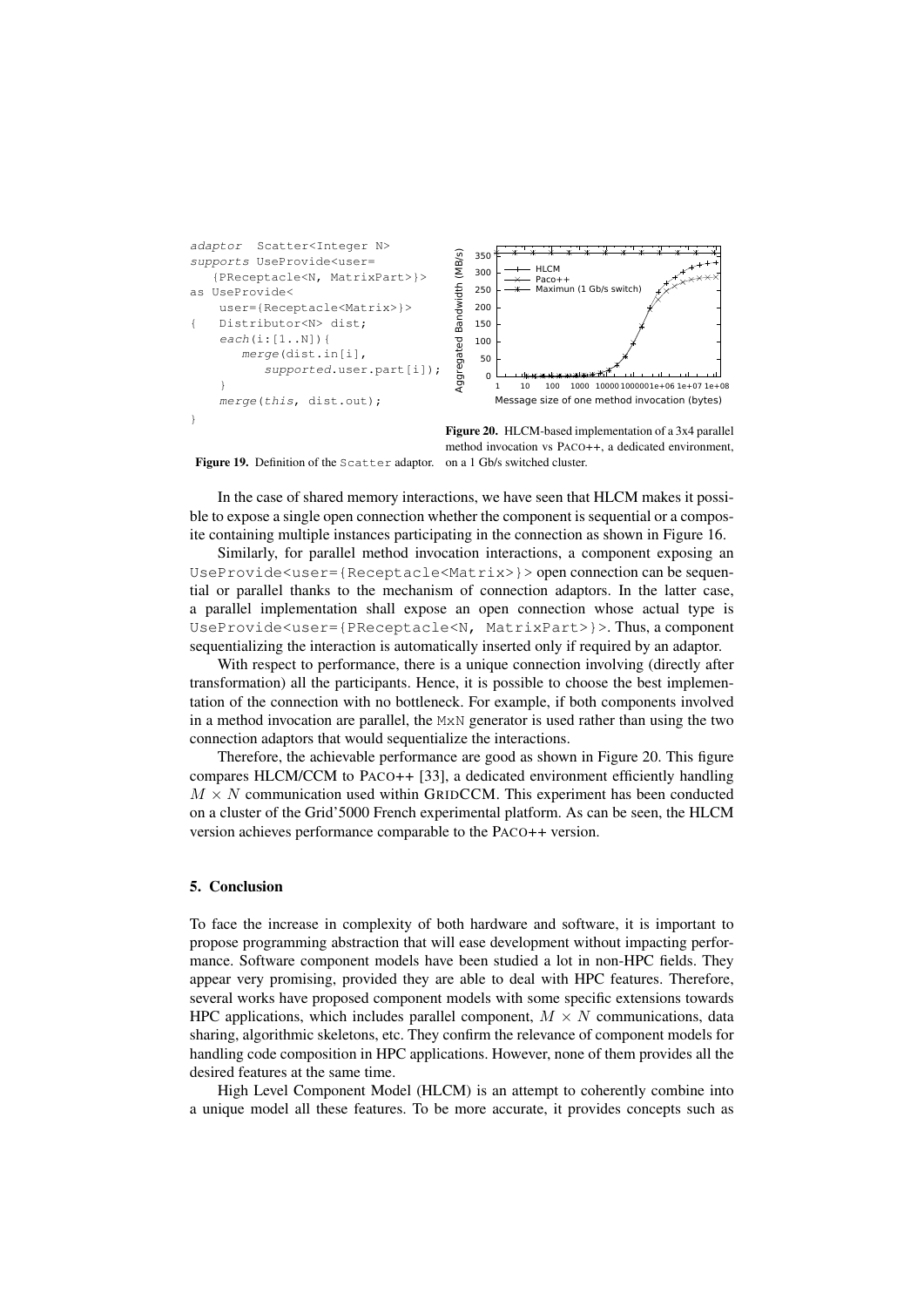```
adaptor  Scatter<Integer N>
supports UseProvide<user=
   {PReceptacle<N, MatrixPart>}>
as UseProvide<
    user={Receptacle<Matrix>}>
{   Distributor<N> dist;
    each(i:[1..N]){
       merge(dist.in[i],
          supported.user.part[i]);
    }
    merge(this, dist.out);
}
```

**Figure 19.** Definition of the Scatter adaptor.

**Figure 20.** HLCM-based implementation of a 3x4 parallel method invocation vs PACO++, a dedicated environment, on a 1 Gb/s switched cluster.

In the case of shared memory interactions, we have seen that HLCM makes it possible to expose a single open connection whether the component is sequential or a composite containing multiple instances participating in the connection as shown in Figure 16.

Similarly, for parallel method invocation interactions, a component exposing an `UseProvide<user={Receptacle<Matrix>}>` open connection can be sequential or parallel thanks to the mechanism of connection adaptors. In the latter case, a parallel implementation shall expose an open connection whose actual type is `UseProvide<user={PReceptacle<N, MatrixPart>}>`. Thus, a component sequentializing the interaction is automatically inserted only if required by an adaptor.

With respect to performance, there is a unique connection involving (directly after transformation) all the participants. Hence, it is possible to choose the best implementation of the connection with no bottleneck. For example, if both components involved in a method invocation are parallel, the MxN generator is used rather than using the two connection adaptors that would sequentialize the interactions.

Therefore, the achievable performance are good as shown in Figure 20. This figure compares HLCM/CCM to PACO++ [33], a dedicated environment efficiently handling $M \times N$ communication used within GRIDCCM. This experiment has been conducted on a cluster of the Grid'5000 French experimental platform. As can be seen, the HLCM version achieves performance comparable to the PACO++ version.

## 5. Conclusion

To face the increase in complexity of both hardware and software, it is important to propose programming abstraction that will ease development without impacting performance. Software component models have been studied a lot in non-HPC fields. They appear very promising, provided they are able to deal with HPC features. Therefore, several works have proposed component models with some specific extensions towards HPC applications, which includes parallel component, $M \times N$ communications, data sharing, algorithmic skeletons, etc. They confirm the relevance of component models for handling code composition in HPC applications. However, none of them provides all the desired features at the same time.

High Level Component Model (HLCM) is an attempt to coherently combine into a unique model all these features. To be more accurate, it provides concepts such as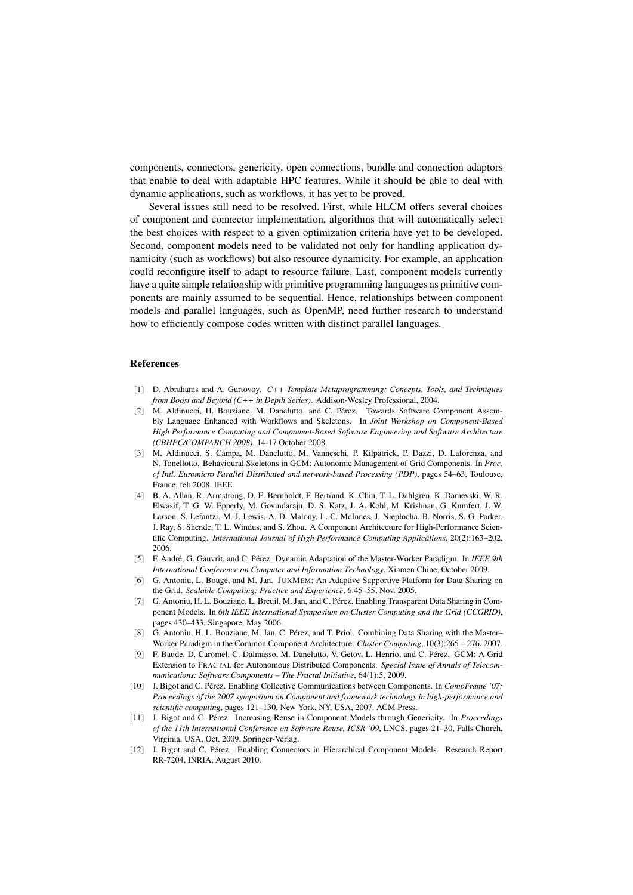components, connectors, genericity, open connections, bundle and connection adaptors that enable to deal with adaptable HPC features. While it should be able to deal with dynamic applications, such as workflows, it has yet to be proved.

Several issues still need to be resolved. First, while HLCM offers several choices of component and connector implementation, algorithms that will automatically select the best choices with respect to a given optimization criteria have yet to be developed. Second, component models need to be validated not only for handling application dynamicity (such as workflows) but also resource dynamicity. For example, an application could reconfigure itself to adapt to resource failure. Last, component models currently have a quite simple relationship with primitive programming languages as primitive components are mainly assumed to be sequential. Hence, relationships between component models and parallel languages, such as OpenMP, need further research to understand how to efficiently compose codes written with distinct parallel languages.

## References

[1] D. Abrahams and A. Gurtovoy. *C++ Template Metaprogramming: Concepts, Tools, and Techniques from Boost and Beyond (C++ in Depth Series)*. Addison-Wesley Professional, 2004.

[2] M. Aldinucci, H. Bouziane, M. Danelutto, and C. Pérez. Towards Software Component Assembly Language Enhanced with Workflows and Skeletons. In *Joint Workshop on Component-Based High Performance Computing and Component-Based Software Engineering and Software Architecture (CBHPC/COMPARCH 2008)*, 14-17 October 2008.

[3] M. Aldinucci, S. Campa, M. Danelutto, M. Vanneschi, P. Kilpatrick, P. Dazzi, D. Laforenza, and N. Tonellotto. Behavioural Skeletons in GCM: Autonomic Management of Grid Components. In *Proc. of Intl. Euromicro Parallel Distributed and network-based Processing (PDP)*, pages 54–63, Toulouse, France, feb 2008. IEEE.

[4] B. A. Allan, R. Armstrong, D. E. Bernholdt, F. Bertrand, K. Chiu, T. L. Dahlgren, K. Damevski, W. R. Elwasif, T. G. W. Epperly, M. Govindaraju, D. S. Katz, J. A. Kohl, M. Krishnan, G. Kumfert, J. W. Larson, S. Lefantzi, M. J. Lewis, A. D. Malony, L. C. McInnes, J. Nieplocha, B. Norris, S. G. Parker, J. Ray, S. Shende, T. L. Windus, and S. Zhou. A Component Architecture for High-Performance Scientific Computing. *International Journal of High Performance Computing Applications*, 20(2):163–202, 2006.

[5] F. André, G. Gauvrit, and C. Pérez. Dynamic Adaptation of the Master-Worker Paradigm. In *IEEE 9th International Conference on Computer and Information Technology*, Xiamen Chine, October 2009.

[6] G. Antoniu, L. Bougé, and M. Jan. JuxMem: An Adaptive Supportive Platform for Data Sharing on the Grid. *Scalable Computing: Practice and Experience*, 6:45–55, Nov. 2005.

[7] G. Antoniu, H. L. Bouziane, L. Breuil, M. Jan, and C. Pérez. Enabling Transparent Data Sharing in Component Models. In *6th IEEE International Symposium on Cluster Computing and the Grid (CCGRID)*, pages 430–433, Singapore, May 2006.

[8] G. Antoniu, H. L. Bouziane, M. Jan, C. Pérez, and T. Priol. Combining Data Sharing with the Master–Worker Paradigm in the Common Component Architecture. *Cluster Computing*, 10(3):265 – 276, 2007.

[9] F. Baude, D. Caromel, C. Dalmasso, M. Danelutto, V. Getov, L. Henrio, and C. Pérez. GCM: A Grid Extension to Fractal for Autonomous Distributed Components. *Special Issue of Annals of Telecommunications: Software Components – The Fractal Initiative*, 64(1):5, 2009.

[10] J. Bigot and C. Pérez. Enabling Collective Communications between Components. In *CompFrame '07: Proceedings of the 2007 symposium on Component and framework technology in high-performance and scientific computing*, pages 121–130, New York, NY, USA, 2007. ACM Press.

[11] J. Bigot and C. Pérez. Increasing Reuse in Component Models through Genericity. In *Proceedings of the 11th International Conference on Software Reuse, ICSR '09*, LNCS, pages 21–30, Falls Church, Virginia, USA, Oct. 2009. Springer-Verlag.

[12] J. Bigot and C. Pérez. Enabling Connectors in Hierarchical Component Models. Research Report RR-7204, INRIA, August 2010.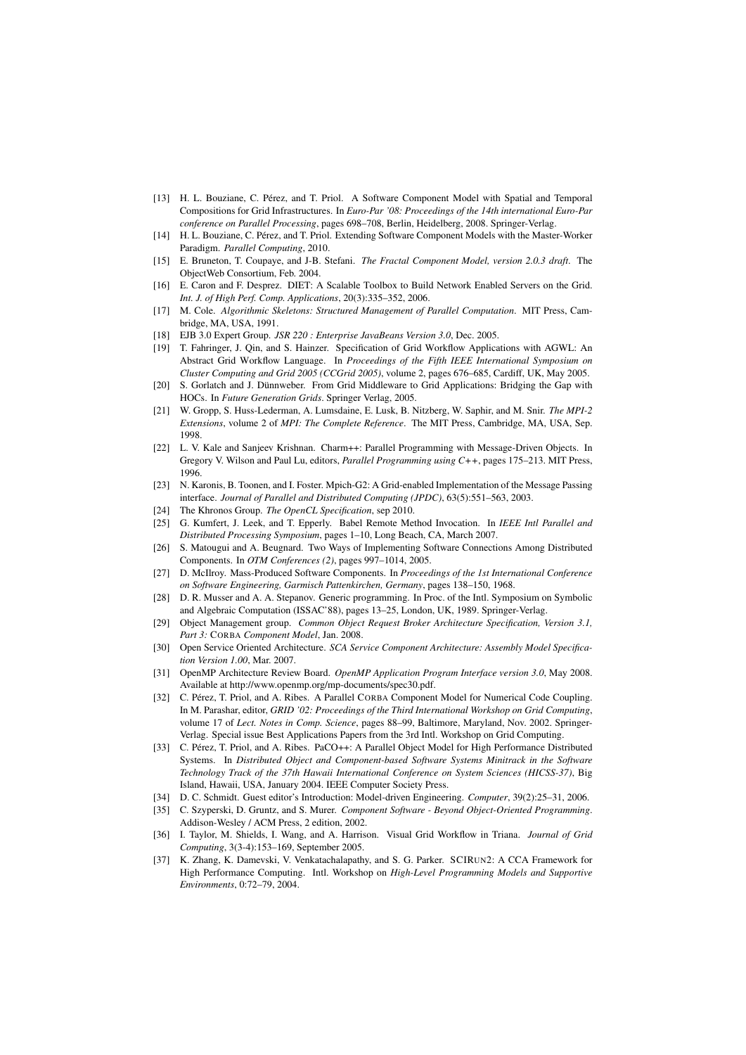[13] H. L. Bouziane, C. Pérez, and T. Priol. A Software Component Model with Spatial and Temporal Compositions for Grid Infrastructures. In *Euro-Par '08: Proceedings of the 14th international Euro-Par conference on Parallel Processing*, pages 698–708, Berlin, Heidelberg, 2008. Springer-Verlag.

[14] H. L. Bouziane, C. Pérez, and T. Priol. Extending Software Component Models with the Master-Worker Paradigm. *Parallel Computing*, 2010.

[15] E. Bruneton, T. Coupaye, and J-B. Stefani. *The Fractal Component Model, version 2.0.3 draft*. The ObjectWeb Consortium, Feb. 2004.

[16] E. Caron and F. Desprez. DIET: A Scalable Toolbox to Build Network Enabled Servers on the Grid. *Int. J. of High Perf. Comp. Applications*, 20(3):335–352, 2006.

[17] M. Cole. *Algorithmic Skeletons: Structured Management of Parallel Computation*. MIT Press, Cambridge, MA, USA, 1991.

[18] EJB 3.0 Expert Group. *JSR 220 : Enterprise JavaBeans Version 3.0*, Dec. 2005.

[19] T. Fahringer, J. Qin, and S. Hainzer. Specification of Grid Workflow Applications with AGWL: An Abstract Grid Workflow Language. In *Proceedings of the Fifth IEEE International Symposium on Cluster Computing and Grid 2005 (CCGrid 2005)*, volume 2, pages 676–685, Cardiff, UK, May 2005.

[20] S. Gorlatch and J. Dünnweber. From Grid Middleware to Grid Applications: Bridging the Gap with HOCs. In *Future Generation Grids*. Springer Verlag, 2005.

[21] W. Gropp, S. Huss-Lederman, A. Lumsdaine, E. Lusk, B. Nitzberg, W. Saphir, and M. Snir. *The MPI-2 Extensions*, volume 2 of *MPI: The Complete Reference*. The MIT Press, Cambridge, MA, USA, Sep. 1998.

[22] L. V. Kale and Sanjeev Krishnan. Charm++: Parallel Programming with Message-Driven Objects. In Gregory V. Wilson and Paul Lu, editors, *Parallel Programming using C++*, pages 175–213. MIT Press, 1996.

[23] N. Karonis, B. Toonen, and I. Foster. Mpich-G2: A Grid-enabled Implementation of the Message Passing interface. *Journal of Parallel and Distributed Computing (JPDC)*, 63(5):551–563, 2003.

[24] The Khronos Group. *The OpenCL Specification*, sep 2010.

[25] G. Kumfert, J. Leek, and T. Epperly. Babel Remote Method Invocation. In *IEEE Intl Parallel and Distributed Processing Symposium*, pages 1–10, Long Beach, CA, March 2007.

[26] S. Matougui and A. Beugnard. Two Ways of Implementing Software Connections Among Distributed Components. In *OTM Conferences (2)*, pages 997–1014, 2005.

[27] D. McIlroy. Mass-Produced Software Components. In *Proceedings of the 1st International Conference on Software Engineering, Garmisch Pattenkirchen, Germany*, pages 138–150, 1968.

[28] D. R. Musser and A. A. Stepanov. Generic programming. In Proc. of the Intl. Symposium on Symbolic and Algebraic Computation (ISSAC'88), pages 13–25, London, UK, 1989. Springer-Verlag.

[29] Object Management group. *Common Object Request Broker Architecture Specification, Version 3.1, Part 3:* CORBA *Component Model*, Jan. 2008.

[30] Open Service Oriented Architecture. *SCA Service Component Architecture: Assembly Model Specification Version 1.00*, Mar. 2007.

[31] OpenMP Architecture Review Board. *OpenMP Application Program Interface version 3.0*, May 2008. Available at http://www.openmp.org/mp-documents/spec30.pdf.

[32] C. Pérez, T. Priol, and A. Ribes. A Parallel CORBA Component Model for Numerical Code Coupling. In M. Parashar, editor, *GRID '02: Proceedings of the Third International Workshop on Grid Computing*, volume 17 of *Lect. Notes in Comp. Science*, pages 88–99, Baltimore, Maryland, Nov. 2002. Springer-Verlag. Special issue Best Applications Papers from the 3rd Intl. Workshop on Grid Computing.

[33] C. Pérez, T. Priol, and A. Ribes. PaCO++: A Parallel Object Model for High Performance Distributed Systems. In *Distributed Object and Component-based Software Systems Minitrack in the Software Technology Track of the 37th Hawaii International Conference on System Sciences (HICSS-37)*, Big Island, Hawaii, USA, January 2004. IEEE Computer Society Press.

[34] D. C. Schmidt. Guest editor's Introduction: Model-driven Engineering. *Computer*, 39(2):25–31, 2006.

[35] C. Szyperski, D. Gruntz, and S. Murer. *Component Software - Beyond Object-Oriented Programming*. Addison-Wesley / ACM Press, 2 edition, 2002.

[36] I. Taylor, M. Shields, I. Wang, and A. Harrison. Visual Grid Workflow in Triana. *Journal of Grid Computing*, 3(3-4):153–169, September 2005.

[37] K. Zhang, K. Damevski, V. Venkatachalapathy, and S. G. Parker. SCIRUN2: A CCA Framework for High Performance Computing. Intl. Workshop on *High-Level Programming Models and Supportive Environments*, 0:72–79, 2004.